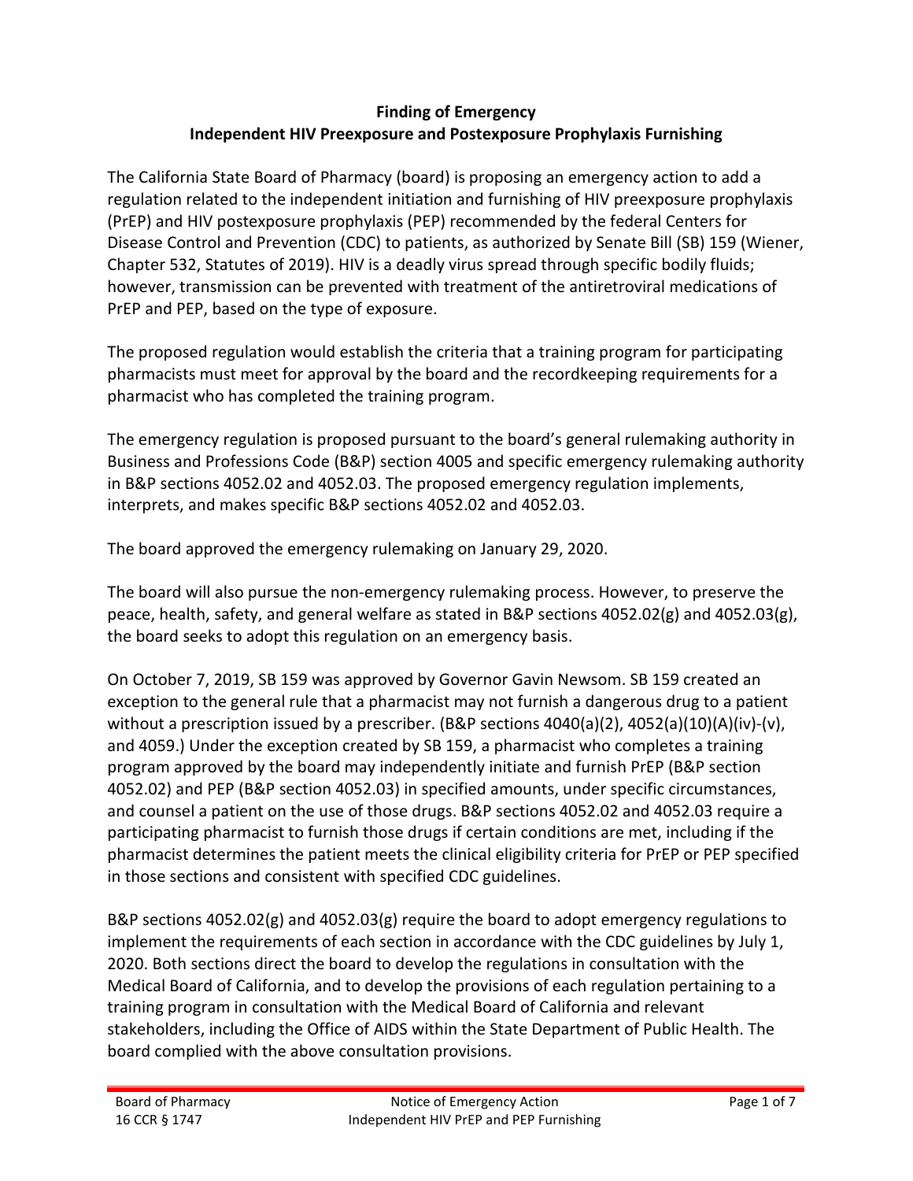# Finding of Emergency
## Independent HIV Preexposure and Postexposure Prophylaxis Furnishing

The California State Board of Pharmacy (board) is proposing an emergency action to add a regulation related to the independent initiation and furnishing of HIV preexposure prophylaxis (PrEP) and HIV postexposure prophylaxis (PEP) recommended by the federal Centers for Disease Control and Prevention (CDC) to patients, as authorized by Senate Bill (SB) 159 (Wiener, Chapter 532, Statutes of 2019). HIV is a deadly virus spread through specific bodily fluids; however, transmission can be prevented with treatment of the antiretroviral medications of PrEP and PEP, based on the type of exposure.

The proposed regulation would establish the criteria that a training program for participating pharmacists must meet for approval by the board and the recordkeeping requirements for a pharmacist who has completed the training program.

The emergency regulation is proposed pursuant to the board's general rulemaking authority in Business and Professions Code (B&P) section 4005 and specific emergency rulemaking authority in B&P sections 4052.02 and 4052.03. The proposed emergency regulation implements, interprets, and makes specific B&P sections 4052.02 and 4052.03.

The board approved the emergency rulemaking on January 29, 2020.

The board will also pursue the non-emergency rulemaking process. However, to preserve the peace, health, safety, and general welfare as stated in B&P sections 4052.02(g) and 4052.03(g), the board seeks to adopt this regulation on an emergency basis.

On October 7, 2019, SB 159 was approved by Governor Gavin Newsom. SB 159 created an exception to the general rule that a pharmacist may not furnish a dangerous drug to a patient without a prescription issued by a prescriber. (B&P sections 4040(a)(2), 4052(a)(10)(A)(iv)-(v), and 4059.) Under the exception created by SB 159, a pharmacist who completes a training program approved by the board may independently initiate and furnish PrEP (B&P section 4052.02) and PEP (B&P section 4052.03) in specified amounts, under specific circumstances, and counsel a patient on the use of those drugs. B&P sections 4052.02 and 4052.03 require a participating pharmacist to furnish those drugs if certain conditions are met, including if the pharmacist determines the patient meets the clinical eligibility criteria for PrEP or PEP specified in those sections and consistent with specified CDC guidelines.

B&P sections 4052.02(g) and 4052.03(g) require the board to adopt emergency regulations to implement the requirements of each section in accordance with the CDC guidelines by July 1, 2020. Both sections direct the board to develop the regulations in consultation with the Medical Board of California, and to develop the provisions of each regulation pertaining to a training program in consultation with the Medical Board of California and relevant stakeholders, including the Office of AIDS within the State Department of Public Health. The board complied with the above consultation provisions.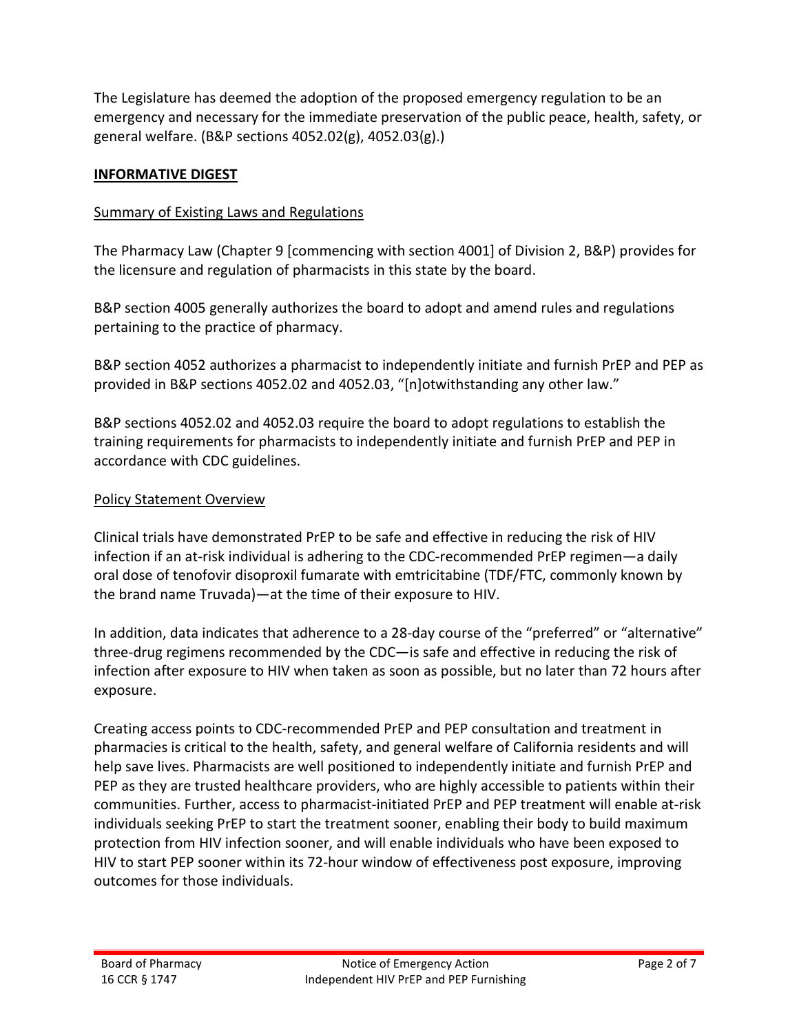The Legislature has deemed the adoption of the proposed emergency regulation to be an emergency and necessary for the immediate preservation of the public peace, health, safety, or general welfare. (B&P sections 4052.02(g), 4052.03(g).)

## INFORMATIVE DIGEST

### Summary of Existing Laws and Regulations

The Pharmacy Law (Chapter 9 [commencing with section 4001] of Division 2, B&P) provides for the licensure and regulation of pharmacists in this state by the board.

B&P section 4005 generally authorizes the board to adopt and amend rules and regulations pertaining to the practice of pharmacy.

B&P section 4052 authorizes a pharmacist to independently initiate and furnish PrEP and PEP as provided in B&P sections 4052.02 and 4052.03, "[n]otwithstanding any other law."

B&P sections 4052.02 and 4052.03 require the board to adopt regulations to establish the training requirements for pharmacists to independently initiate and furnish PrEP and PEP in accordance with CDC guidelines.

### Policy Statement Overview

Clinical trials have demonstrated PrEP to be safe and effective in reducing the risk of HIV infection if an at-risk individual is adhering to the CDC-recommended PrEP regimen—a daily oral dose of tenofovir disoproxil fumarate with emtricitabine (TDF/FTC, commonly known by the brand name Truvada)—at the time of their exposure to HIV.

In addition, data indicates that adherence to a 28-day course of the "preferred" or "alternative" three-drug regimens recommended by the CDC—is safe and effective in reducing the risk of infection after exposure to HIV when taken as soon as possible, but no later than 72 hours after exposure.

Creating access points to CDC-recommended PrEP and PEP consultation and treatment in pharmacies is critical to the health, safety, and general welfare of California residents and will help save lives. Pharmacists are well positioned to independently initiate and furnish PrEP and PEP as they are trusted healthcare providers, who are highly accessible to patients within their communities. Further, access to pharmacist-initiated PrEP and PEP treatment will enable at-risk individuals seeking PrEP to start the treatment sooner, enabling their body to build maximum protection from HIV infection sooner, and will enable individuals who have been exposed to HIV to start PEP sooner within its 72-hour window of effectiveness post exposure, improving outcomes for those individuals.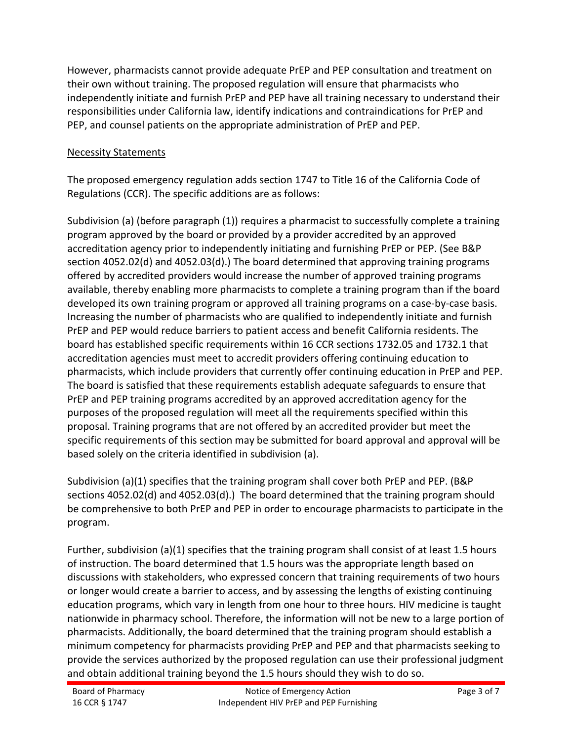However, pharmacists cannot provide adequate PrEP and PEP consultation and treatment on their own without training. The proposed regulation will ensure that pharmacists who independently initiate and furnish PrEP and PEP have all training necessary to understand their responsibilities under California law, identify indications and contraindications for PrEP and PEP, and counsel patients on the appropriate administration of PrEP and PEP.

<u>Necessity Statements</u>

The proposed emergency regulation adds section 1747 to Title 16 of the California Code of Regulations (CCR). The specific additions are as follows:

Subdivision (a) (before paragraph (1)) requires a pharmacist to successfully complete a training program approved by the board or provided by a provider accredited by an approved accreditation agency prior to independently initiating and furnishing PrEP or PEP. (See B&P section 4052.02(d) and 4052.03(d).) The board determined that approving training programs offered by accredited providers would increase the number of approved training programs available, thereby enabling more pharmacists to complete a training program than if the board developed its own training program or approved all training programs on a case-by-case basis. Increasing the number of pharmacists who are qualified to independently initiate and furnish PrEP and PEP would reduce barriers to patient access and benefit California residents. The board has established specific requirements within 16 CCR sections 1732.05 and 1732.1 that accreditation agencies must meet to accredit providers offering continuing education to pharmacists, which include providers that currently offer continuing education in PrEP and PEP. The board is satisfied that these requirements establish adequate safeguards to ensure that PrEP and PEP training programs accredited by an approved accreditation agency for the purposes of the proposed regulation will meet all the requirements specified within this proposal. Training programs that are not offered by an accredited provider but meet the specific requirements of this section may be submitted for board approval and approval will be based solely on the criteria identified in subdivision (a).

Subdivision (a)(1) specifies that the training program shall cover both PrEP and PEP. (B&P sections 4052.02(d) and 4052.03(d).) The board determined that the training program should be comprehensive to both PrEP and PEP in order to encourage pharmacists to participate in the program.

Further, subdivision (a)(1) specifies that the training program shall consist of at least 1.5 hours of instruction. The board determined that 1.5 hours was the appropriate length based on discussions with stakeholders, who expressed concern that training requirements of two hours or longer would create a barrier to access, and by assessing the lengths of existing continuing education programs, which vary in length from one hour to three hours. HIV medicine is taught nationwide in pharmacy school. Therefore, the information will not be new to a large portion of pharmacists. Additionally, the board determined that the training program should establish a minimum competency for pharmacists providing PrEP and PEP and that pharmacists seeking to provide the services authorized by the proposed regulation can use their professional judgment and obtain additional training beyond the 1.5 hours should they wish to do so.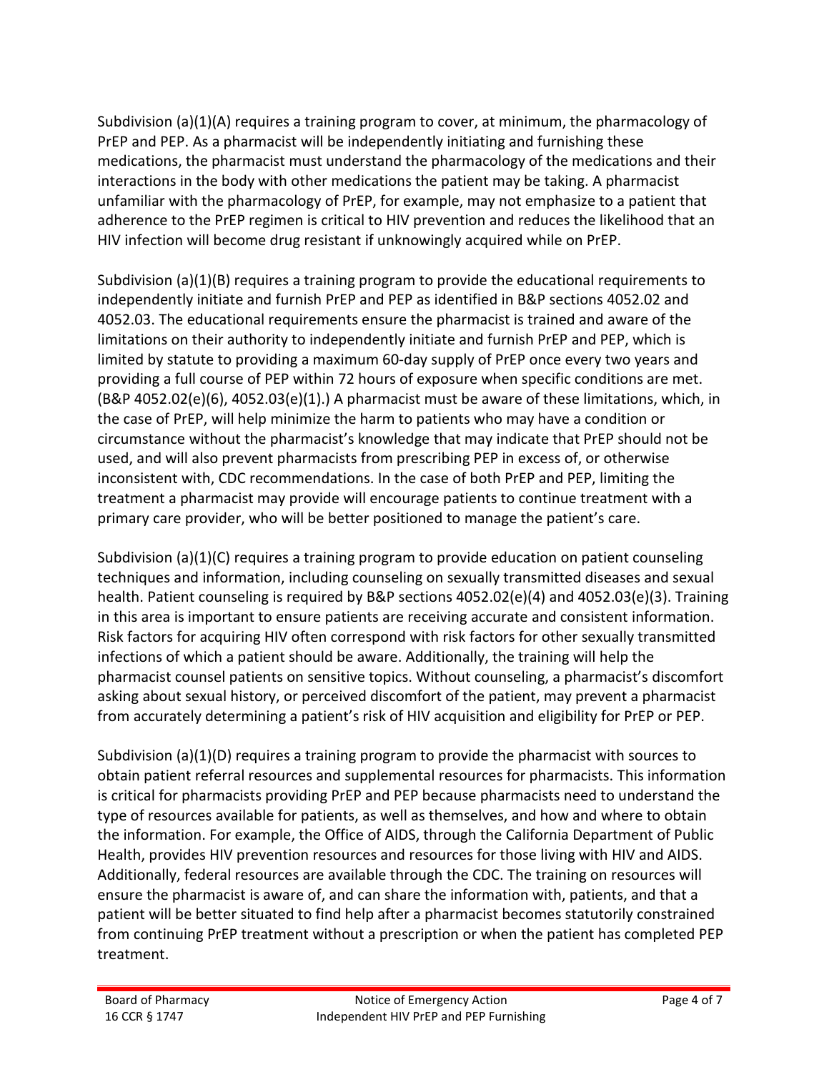Subdivision (a)(1)(A) requires a training program to cover, at minimum, the pharmacology of PrEP and PEP. As a pharmacist will be independently initiating and furnishing these medications, the pharmacist must understand the pharmacology of the medications and their interactions in the body with other medications the patient may be taking. A pharmacist unfamiliar with the pharmacology of PrEP, for example, may not emphasize to a patient that adherence to the PrEP regimen is critical to HIV prevention and reduces the likelihood that an HIV infection will become drug resistant if unknowingly acquired while on PrEP.

Subdivision (a)(1)(B) requires a training program to provide the educational requirements to independently initiate and furnish PrEP and PEP as identified in B&P sections 4052.02 and 4052.03. The educational requirements ensure the pharmacist is trained and aware of the limitations on their authority to independently initiate and furnish PrEP and PEP, which is limited by statute to providing a maximum 60-day supply of PrEP once every two years and providing a full course of PEP within 72 hours of exposure when specific conditions are met. (B&P 4052.02(e)(6), 4052.03(e)(1).) A pharmacist must be aware of these limitations, which, in the case of PrEP, will help minimize the harm to patients who may have a condition or circumstance without the pharmacist's knowledge that may indicate that PrEP should not be used, and will also prevent pharmacists from prescribing PEP in excess of, or otherwise inconsistent with, CDC recommendations. In the case of both PrEP and PEP, limiting the treatment a pharmacist may provide will encourage patients to continue treatment with a primary care provider, who will be better positioned to manage the patient's care.

Subdivision (a)(1)(C) requires a training program to provide education on patient counseling techniques and information, including counseling on sexually transmitted diseases and sexual health. Patient counseling is required by B&P sections 4052.02(e)(4) and 4052.03(e)(3). Training in this area is important to ensure patients are receiving accurate and consistent information. Risk factors for acquiring HIV often correspond with risk factors for other sexually transmitted infections of which a patient should be aware. Additionally, the training will help the pharmacist counsel patients on sensitive topics. Without counseling, a pharmacist's discomfort asking about sexual history, or perceived discomfort of the patient, may prevent a pharmacist from accurately determining a patient's risk of HIV acquisition and eligibility for PrEP or PEP.

Subdivision (a)(1)(D) requires a training program to provide the pharmacist with sources to obtain patient referral resources and supplemental resources for pharmacists. This information is critical for pharmacists providing PrEP and PEP because pharmacists need to understand the type of resources available for patients, as well as themselves, and how and where to obtain the information. For example, the Office of AIDS, through the California Department of Public Health, provides HIV prevention resources and resources for those living with HIV and AIDS. Additionally, federal resources are available through the CDC. The training on resources will ensure the pharmacist is aware of, and can share the information with, patients, and that a patient will be better situated to find help after a pharmacist becomes statutorily constrained from continuing PrEP treatment without a prescription or when the patient has completed PEP treatment.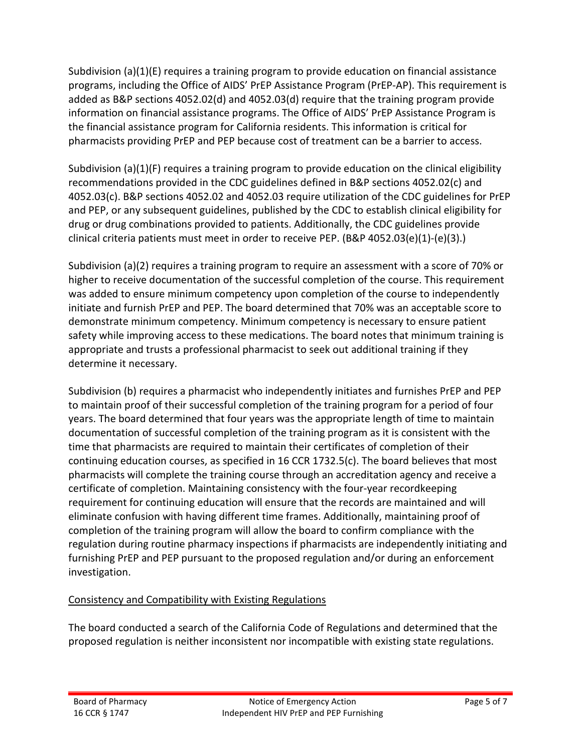Subdivision (a)(1)(E) requires a training program to provide education on financial assistance programs, including the Office of AIDS' PrEP Assistance Program (PrEP-AP). This requirement is added as B&P sections 4052.02(d) and 4052.03(d) require that the training program provide information on financial assistance programs. The Office of AIDS' PrEP Assistance Program is the financial assistance program for California residents. This information is critical for pharmacists providing PrEP and PEP because cost of treatment can be a barrier to access.

Subdivision (a)(1)(F) requires a training program to provide education on the clinical eligibility recommendations provided in the CDC guidelines defined in B&P sections 4052.02(c) and 4052.03(c). B&P sections 4052.02 and 4052.03 require utilization of the CDC guidelines for PrEP and PEP, or any subsequent guidelines, published by the CDC to establish clinical eligibility for drug or drug combinations provided to patients. Additionally, the CDC guidelines provide clinical criteria patients must meet in order to receive PEP. (B&P 4052.03(e)(1)-(e)(3).)

Subdivision (a)(2) requires a training program to require an assessment with a score of 70% or higher to receive documentation of the successful completion of the course. This requirement was added to ensure minimum competency upon completion of the course to independently initiate and furnish PrEP and PEP. The board determined that 70% was an acceptable score to demonstrate minimum competency. Minimum competency is necessary to ensure patient safety while improving access to these medications. The board notes that minimum training is appropriate and trusts a professional pharmacist to seek out additional training if they determine it necessary.

Subdivision (b) requires a pharmacist who independently initiates and furnishes PrEP and PEP to maintain proof of their successful completion of the training program for a period of four years. The board determined that four years was the appropriate length of time to maintain documentation of successful completion of the training program as it is consistent with the time that pharmacists are required to maintain their certificates of completion of their continuing education courses, as specified in 16 CCR 1732.5(c). The board believes that most pharmacists will complete the training course through an accreditation agency and receive a certificate of completion. Maintaining consistency with the four-year recordkeeping requirement for continuing education will ensure that the records are maintained and will eliminate confusion with having different time frames. Additionally, maintaining proof of completion of the training program will allow the board to confirm compliance with the regulation during routine pharmacy inspections if pharmacists are independently initiating and furnishing PrEP and PEP pursuant to the proposed regulation and/or during an enforcement investigation.

## Consistency and Compatibility with Existing Regulations

The board conducted a search of the California Code of Regulations and determined that the proposed regulation is neither inconsistent nor incompatible with existing state regulations.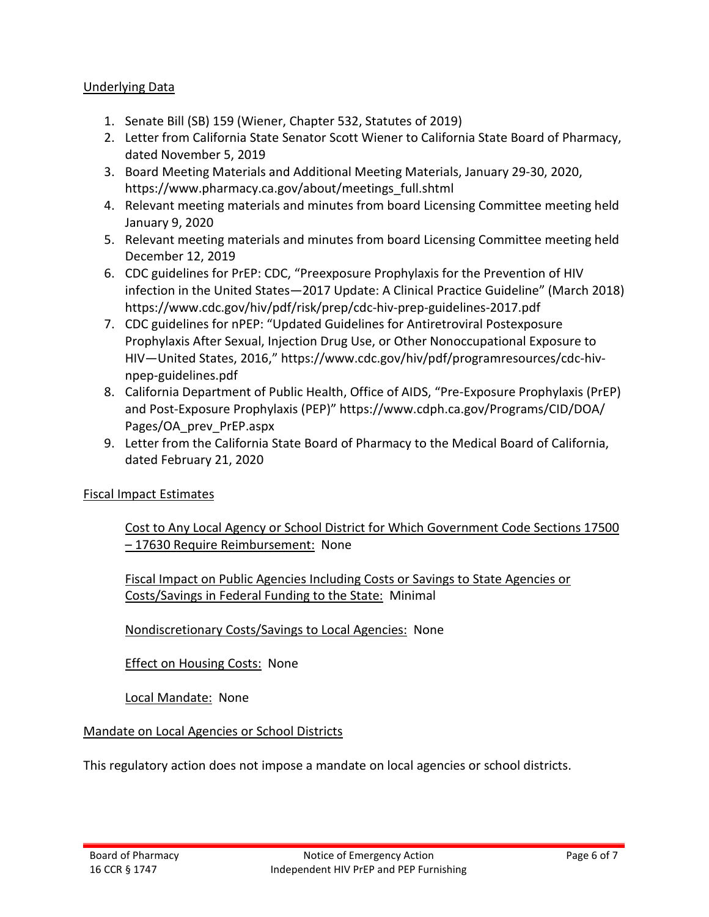## Underlying Data

1. Senate Bill (SB) 159 (Wiener, Chapter 532, Statutes of 2019)
2. Letter from California State Senator Scott Wiener to California State Board of Pharmacy, dated November 5, 2019
3. Board Meeting Materials and Additional Meeting Materials, January 29-30, 2020, https://www.pharmacy.ca.gov/about/meetings_full.shtml
4. Relevant meeting materials and minutes from board Licensing Committee meeting held January 9, 2020
5. Relevant meeting materials and minutes from board Licensing Committee meeting held December 12, 2019
6. CDC guidelines for PrEP: CDC, "Preexposure Prophylaxis for the Prevention of HIV infection in the United States—2017 Update: A Clinical Practice Guideline" (March 2018) https://www.cdc.gov/hiv/pdf/risk/prep/cdc-hiv-prep-guidelines-2017.pdf
7. CDC guidelines for nPEP: "Updated Guidelines for Antiretroviral Postexposure Prophylaxis After Sexual, Injection Drug Use, or Other Nonoccupational Exposure to HIV—United States, 2016," https://www.cdc.gov/hiv/pdf/programresources/cdc-hiv-npep-guidelines.pdf
8. California Department of Public Health, Office of AIDS, "Pre-Exposure Prophylaxis (PrEP) and Post-Exposure Prophylaxis (PEP)" https://www.cdph.ca.gov/Programs/CID/DOA/Pages/OA_prev_PrEP.aspx
9. Letter from the California State Board of Pharmacy to the Medical Board of California, dated February 21, 2020

## Fiscal Impact Estimates

Cost to Any Local Agency or School District for Which Government Code Sections 17500 – 17630 Require Reimbursement: None

Fiscal Impact on Public Agencies Including Costs or Savings to State Agencies or Costs/Savings in Federal Funding to the State: Minimal

Nondiscretionary Costs/Savings to Local Agencies: None

Effect on Housing Costs: None

Local Mandate: None

## Mandate on Local Agencies or School Districts

This regulatory action does not impose a mandate on local agencies or school districts.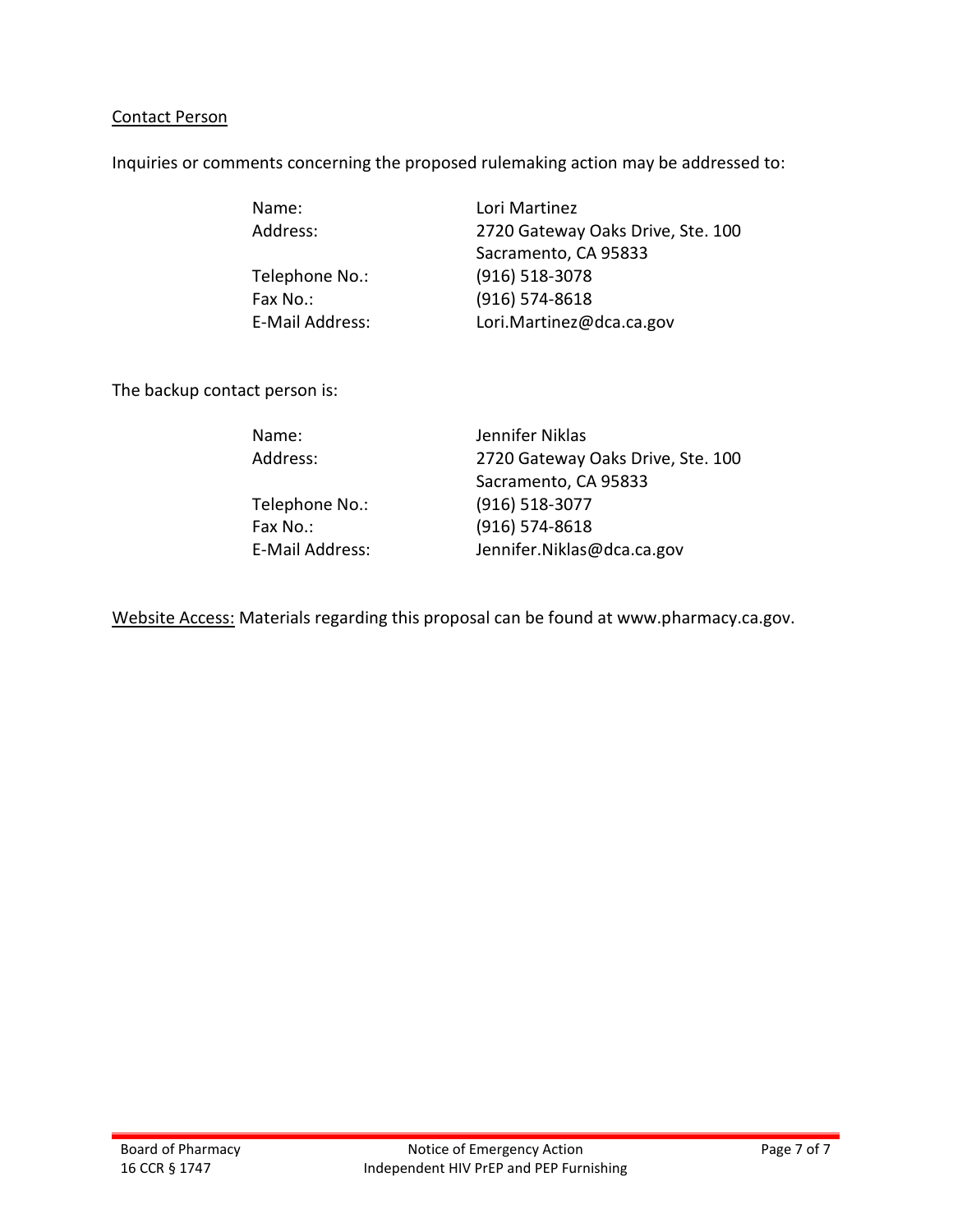Contact Person

Inquiries or comments concerning the proposed rulemaking action may be addressed to:

| | |
|---|---|
| Name: | Lori Martinez |
| Address: | 2720 Gateway Oaks Drive, Ste. 100<br>Sacramento, CA 95833 |
| Telephone No.: | (916) 518-3078 |
| Fax No.: | (916) 574-8618 |
| E-Mail Address: | Lori.Martinez@dca.ca.gov |

The backup contact person is:

| | |
|---|---|
| Name: | Jennifer Niklas |
| Address: | 2720 Gateway Oaks Drive, Ste. 100<br>Sacramento, CA 95833 |
| Telephone No.: | (916) 518-3077 |
| Fax No.: | (916) 574-8618 |
| E-Mail Address: | Jennifer.Niklas@dca.ca.gov |

Website Access: Materials regarding this proposal can be found at www.pharmacy.ca.gov.